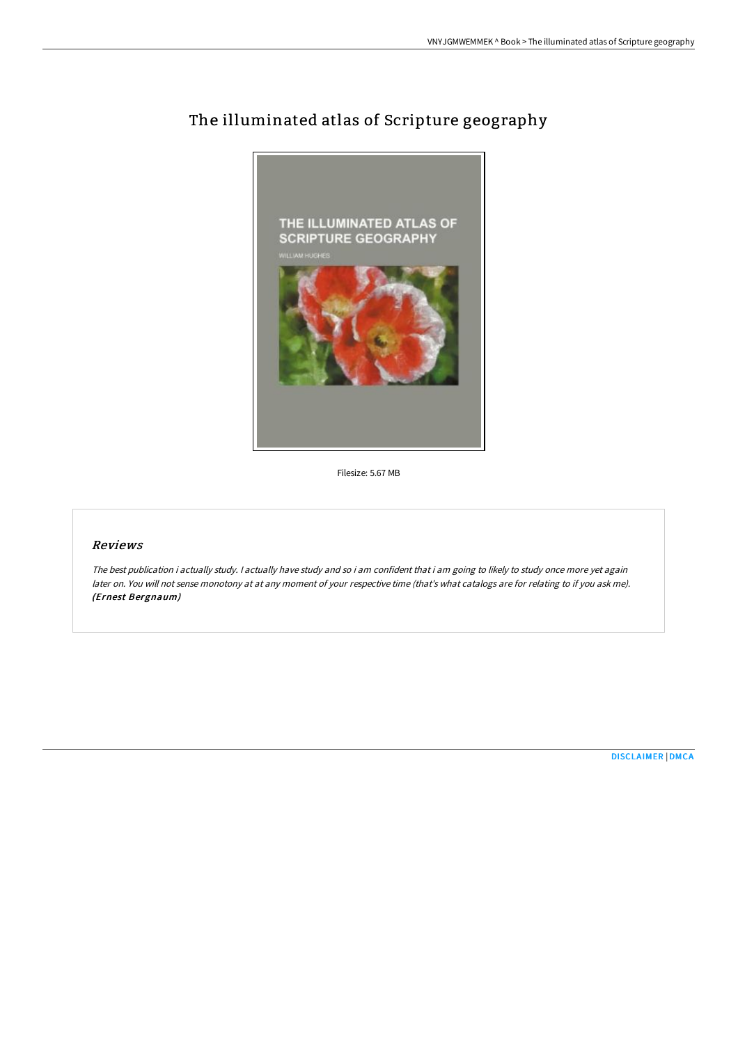# The illuminated atlas of Scripture geography

Filesize: 5.67 MB

## Reviews

*The best publication i actually study. I actually have study and so i am confident that i am going to likely to study once more yet again later on. You will not sense monotony at at any moment of your respective time (that's what catalogs are for relating to if you ask me).* ***(Ernest Bergnaum)***

[DISCLAIMER](#) | [DMCA](#)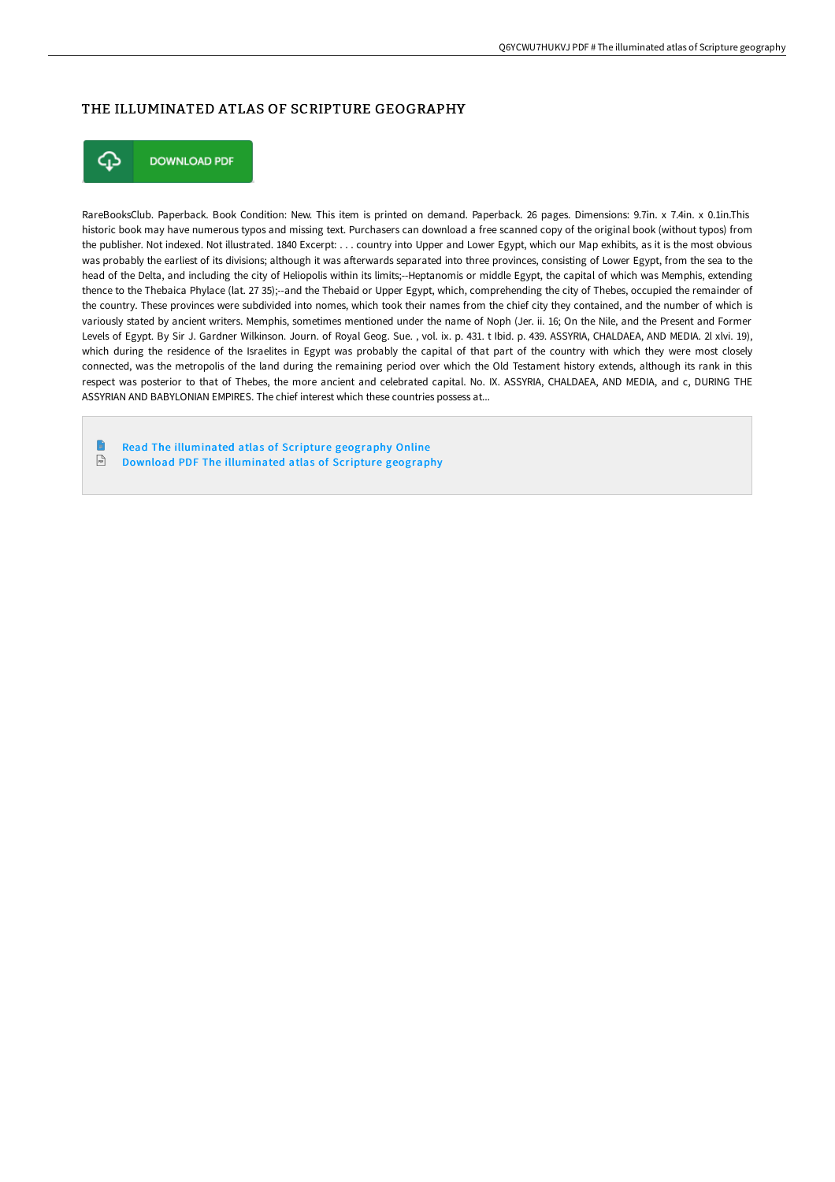# THE ILLUMINATED ATLAS OF SCRIPTURE GEOGRAPHY

DOWNLOAD PDF

RareBooksClub. Paperback. Book Condition: New. This item is printed on demand. Paperback. 26 pages. Dimensions: 9.7in. x 7.4in. x 0.1in.This historic book may have numerous typos and missing text. Purchasers can download a free scanned copy of the original book (without typos) from the publisher. Not indexed. Not illustrated. 1840 Excerpt: . . . country into Upper and Lower Egypt, which our Map exhibits, as it is the most obvious was probably the earliest of its divisions; although it was afterwards separated into three provinces, consisting of Lower Egypt, from the sea to the head of the Delta, and including the city of Heliopolis within its limits;--Heptanomis or middle Egypt, the capital of which was Memphis, extending thence to the Thebaica Phylace (lat. 27 35);--and the Thebaid or Upper Egypt, which, comprehending the city of Thebes, occupied the remainder of the country. These provinces were subdivided into nomes, which took their names from the chief city they contained, and the number of which is variously stated by ancient writers. Memphis, sometimes mentioned under the name of Noph (Jer. ii. 16; On the Nile, and the Present and Former Levels of Egypt. By Sir J. Gardner Wilkinson. Journ. of Royal Geog. Sue. , vol. ix. p. 431. t Ibid. p. 439. ASSYRIA, CHALDAEA, AND MEDIA. 2l xlvi. 19), which during the residence of the Israelites in Egypt was probably the capital of that part of the country with which they were most closely connected, was the metropolis of the land during the remaining period over which the Old Testament history extends, although its rank in this respect was posterior to that of Thebes, the more ancient and celebrated capital. No. IX. ASSYRIA, CHALDAEA, AND MEDIA, and c, DURING THE ASSYRIAN AND BABYLONIAN EMPIRES. The chief interest which these countries possess at...

Read The illuminated atlas of Scripture geography Online

Download PDF The illuminated atlas of Scripture geography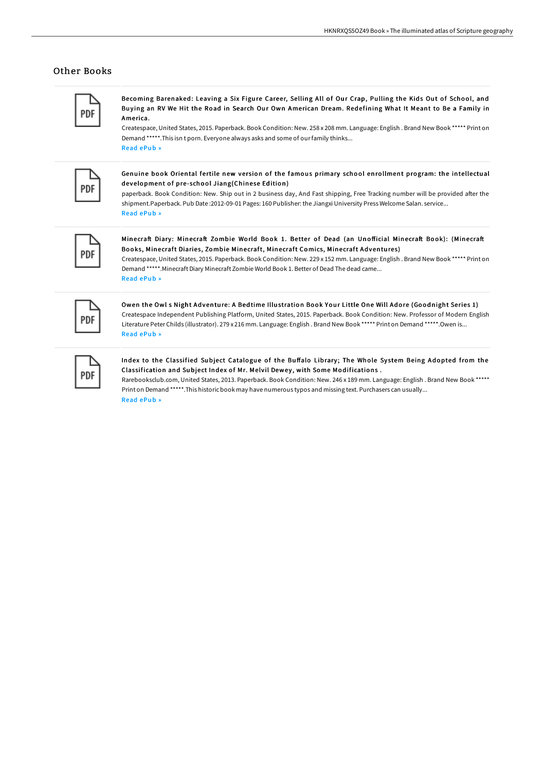## Other Books

**Becoming Barenaked: Leaving a Six Figure Career, Selling All of Our Crap, Pulling the Kids Out of School, and Buying an RV We Hit the Road in Search Our Own American Dream. Redefining What It Meant to Be a Family in America.**

Createspace, United States, 2015. Paperback. Book Condition: New. 258 x 208 mm. Language: English . Brand New Book ***** Print on Demand *****.This isn t porn. Everyone always asks and some of our family thinks...

Read ePub »

**Genuine book Oriental fertile new version of the famous primary school enrollment program: the intellectual development of pre-school Jiang(Chinese Edition)**

paperback. Book Condition: New. Ship out in 2 business day, And Fast shipping, Free Tracking number will be provided after the shipment.Paperback. Pub Date :2012-09-01 Pages: 160 Publisher: the Jiangxi University Press Welcome Salan. service...

Read ePub »

**Minecraft Diary: Minecraft Zombie World Book 1. Better of Dead (an Unofficial Minecraft Book): (Minecraft Books, Minecraft Diaries, Zombie Minecraft, Minecraft Comics, Minecraft Adventures)**

Createspace, United States, 2015. Paperback. Book Condition: New. 229 x 152 mm. Language: English . Brand New Book ***** Print on Demand *****.Minecraft Diary Minecraft Zombie World Book 1. Better of Dead The dead came...

Read ePub »

**Owen the Owl s Night Adventure: A Bedtime Illustration Book Your Little One Will Adore (Goodnight Series 1)**

Createspace Independent Publishing Platform, United States, 2015. Paperback. Book Condition: New. Professor of Modern English Literature Peter Childs (illustrator). 279 x 216 mm. Language: English . Brand New Book ***** Print on Demand *****.Owen is...

Read ePub »

**Index to the Classified Subject Catalogue of the Buffalo Library; The Whole System Being Adopted from the Classification and Subject Index of Mr. Melvil Dewey, with Some Modifications .**

Rarebooksclub.com, United States, 2013. Paperback. Book Condition: New. 246 x 189 mm. Language: English . Brand New Book ***** Print on Demand *****.This historic book may have numerous typos and missing text. Purchasers can usually...

Read ePub »